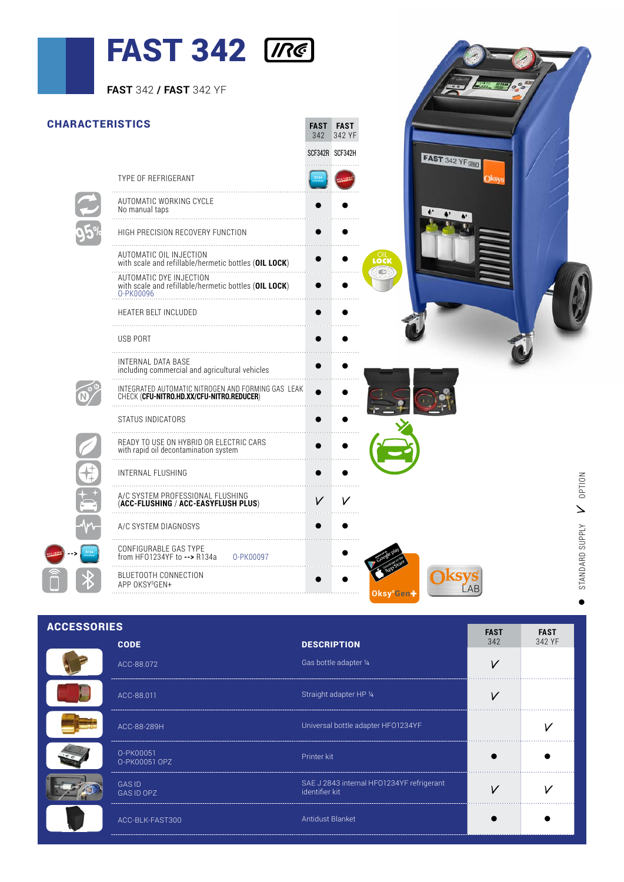# FAST 342

**FAST** 342 / **FAST** 342 YF

## CHARACTERISTICS

| | FAST 342 | FAST 342 YF |
|---|---|---|
| | SCF342R | SCF342H |
| TYPE OF REFRIGERANT | R134 | HFO1234YF |
| AUTOMATIC WORKING CYCLE<br>No manual taps | ● | ● |
| HIGH PRECISION RECOVERY FUNCTION | ● | ● |
| AUTOMATIC OIL INJECTION<br>with scale and refillable/hermetic bottles (**OIL LOCK**) | ● | ● |
| AUTOMATIC DYE INJECTION<br>with scale and refillable/hermetic bottles (**OIL LOCK**)<br>O-PK00096 | ● | ● |
| HEATER BELT INCLUDED | ● | ● |
| USB PORT | ● | ● |
| INTERNAL DATA BASE<br>including commercial and agricultural vehicles | ● | ● |
| INTEGRATED AUTOMATIC NITROGEN AND FORMING GAS LEAK CHECK (**CFU-NITRO.HD.XX/CFU-NITRO.REDUCER**) | ● | ● |
| STATUS INDICATORS | ● | ● |
| READY TO USE ON HYBRID OR ELECTRIC CARS<br>with rapid oil decontamination system | ● | ● |
| INTERNAL FLUSHING | ● | ● |
| A/C SYSTEM PROFESSIONAL FLUSHING<br>(**ACC-FLUSHING** / **ACC-EASYFLUSH PLUS**) | V | V |
| A/C SYSTEM DIAGNOSYS | ● | ● |
| CONFIGURABLE GAS TYPE<br>from HFO1234YF to **-->** R134a O-PK00097 | | ● |
| BLUETOOTH CONNECTION<br>APP OKSYS GEN+ | ● | ● |

● STANDARD SUPPLY V OPTION

## ACCESSORIES

| CODE | DESCRIPTION | FAST 342 | FAST 342 YF |
|---|---|---|---|
| ACC-88.072 | Gas bottle adapter ¼ | V | |
| ACC-88.011 | Straight adapter HP ¼ | V | |
| ACC-88-289H | Universal bottle adapter HFO1234YF | | V |
| O-PK00051<br>O-PK00051 OPZ | Printer kit | ● | ● |
| GAS ID<br>GAS ID OPZ | SAE J 2843 internal HFO1234YF refrigerant identifier kit | V | V |
| ACC-BLK-FAST300 | Antidust Blanket | ● | ● |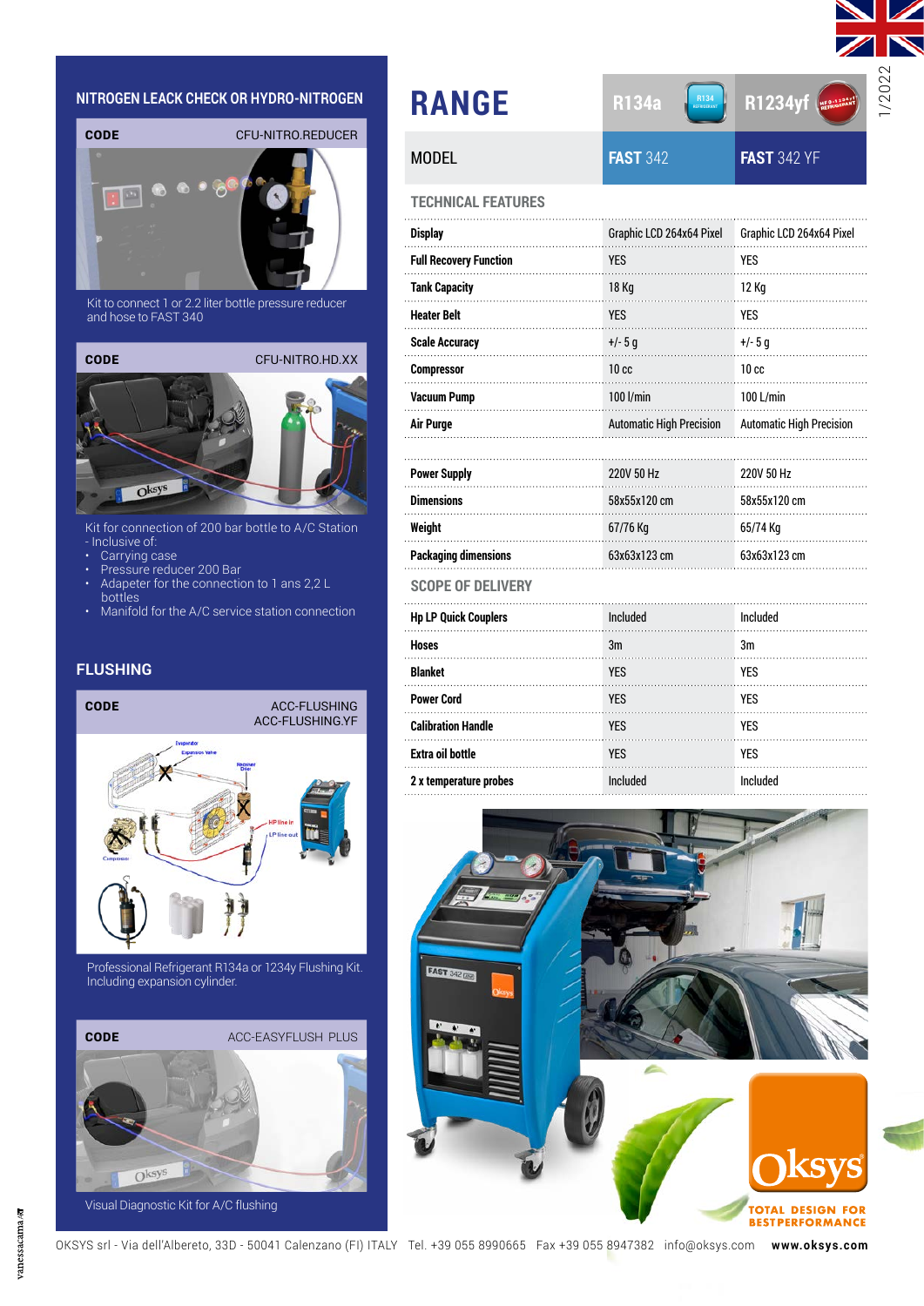## NITROGEN LEACK CHECK OR HYDRO-NITROGEN

| CODE | CFU-NITRO.REDUCER |
|---|---|

Kit to connect 1 or 2.2 liter bottle pressure reducer and hose to FAST 340

| CODE | CFU-NITRO.HD.XX |
|---|---|

Kit for connection of 200 bar bottle to A/C Station - Inclusive of:

- Carrying case
- Pressure reducer 200 Bar
- Adapeter for the connection to 1 ans 2,2 L bottles
- Manifold for the A/C service station connection

## FLUSHING

| CODE | ACC-FLUSHING ACC-FLUSHING.YF |
|---|---|

Professional Refrigerant R134a or 1234y Flushing Kit. Including expansion cylinder.

| CODE | ACC-EASYFLUSH PLUS |
|---|---|

Visual Diagnostic Kit for A/C flushing

# RANGE

| | R134a | R1234yf |
|---|---|---|
| MODEL | FAST 342 | FAST 342 YF |
| **TECHNICAL FEATURES** | | |
| **Display** | Graphic LCD 264x64 Pixel | Graphic LCD 264x64 Pixel |
| **Full Recovery Function** | YES | YES |
| **Tank Capacity** | 18 Kg | 12 Kg |
| **Heater Belt** | YES | YES |
| **Scale Accuracy** | +/- 5 g | +/- 5 g |
| **Compressor** | 10 cc | 10 cc |
| **Vacuum Pump** | 100 l/min | 100 L/min |
| **Air Purge** | Automatic High Precision | Automatic High Precision |
| | | |
| **Power Supply** | 220V 50 Hz | 220V 50 Hz |
| **Dimensions** | 58x55x120 cm | 58x55x120 cm |
| **Weight** | 67/76 Kg | 65/74 Kg |
| **Packaging dimensions** | 63x63x123 cm | 63x63x123 cm |
| **SCOPE OF DELIVERY** | | |
| **Hp LP Quick Couplers** | Included | Included |
| **Hoses** | 3m | 3m |
| **Blanket** | YES | YES |
| **Power Cord** | YES | YES |
| **Calibration Handle** | YES | YES |
| **Extra oil bottle** | YES | YES |
| **2 x temperature probes** | Included | Included |

Oksys TOTAL DESIGN FOR BEST PERFORMANCE

1/2022

OKSYS srl - Via dell'Albereto, 33D - 50041 Calenzano (FI) ITALY Tel. +39 055 8990665 Fax +39 055 8947382 info@oksys.com **www.oksys.com**